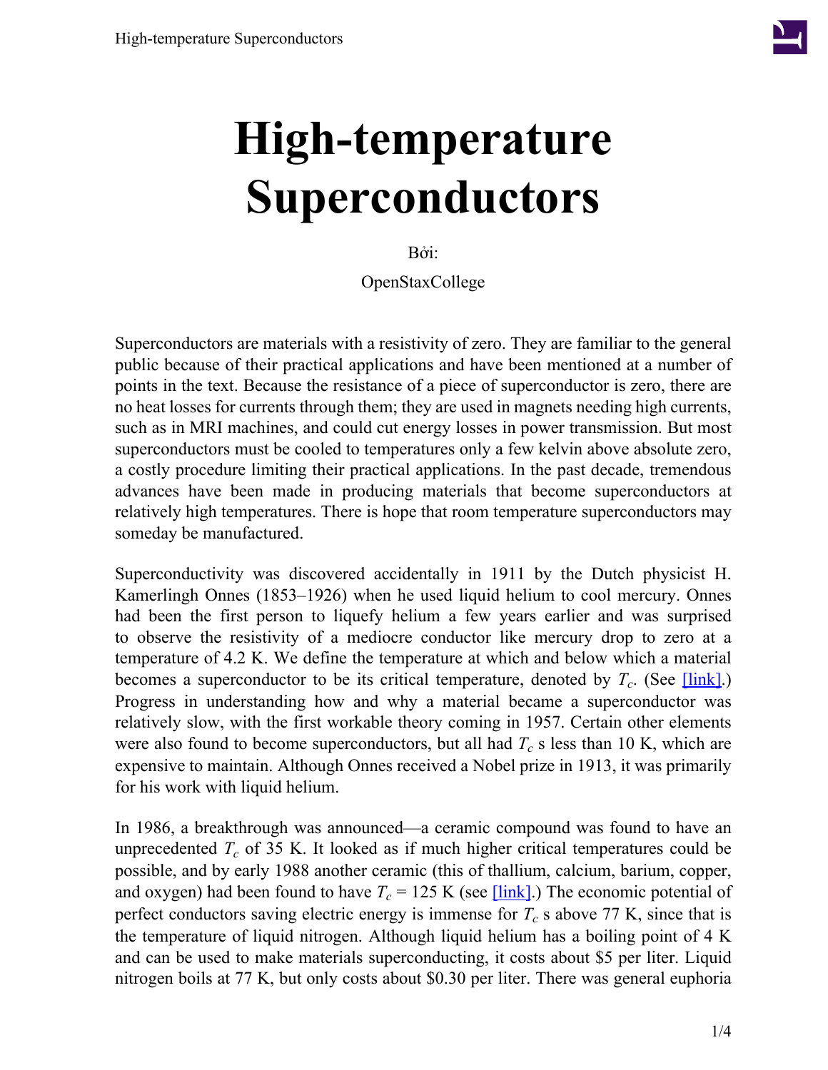# High-temperature Superconductors

Bởi:

OpenStaxCollege

Superconductors are materials with a resistivity of zero. They are familiar to the general public because of their practical applications and have been mentioned at a number of points in the text. Because the resistance of a piece of superconductor is zero, there are no heat losses for currents through them; they are used in magnets needing high currents, such as in MRI machines, and could cut energy losses in power transmission. But most superconductors must be cooled to temperatures only a few kelvin above absolute zero, a costly procedure limiting their practical applications. In the past decade, tremendous advances have been made in producing materials that become superconductors at relatively high temperatures. There is hope that room temperature superconductors may someday be manufactured.

Superconductivity was discovered accidentally in 1911 by the Dutch physicist H. Kamerlingh Onnes (1853–1926) when he used liquid helium to cool mercury. Onnes had been the first person to liquefy helium a few years earlier and was surprised to observe the resistivity of a mediocre conductor like mercury drop to zero at a temperature of 4.2 K. We define the temperature at which and below which a material becomes a superconductor to be its critical temperature, denoted by $T_c$. (See [link].) Progress in understanding how and why a material became a superconductor was relatively slow, with the first workable theory coming in 1957. Certain other elements were also found to become superconductors, but all had $T_c$ s less than 10 K, which are expensive to maintain. Although Onnes received a Nobel prize in 1913, it was primarily for his work with liquid helium.

In 1986, a breakthrough was announced—a ceramic compound was found to have an unprecedented $T_c$ of 35 K. It looked as if much higher critical temperatures could be possible, and by early 1988 another ceramic (this of thallium, calcium, barium, copper, and oxygen) had been found to have $T_c$ = 125 K (see [link].) The economic potential of perfect conductors saving electric energy is immense for $T_c$ s above 77 K, since that is the temperature of liquid nitrogen. Although liquid helium has a boiling point of 4 K and can be used to make materials superconducting, it costs about $5 per liter. Liquid nitrogen boils at 77 K, but only costs about $0.30 per liter. There was general euphoria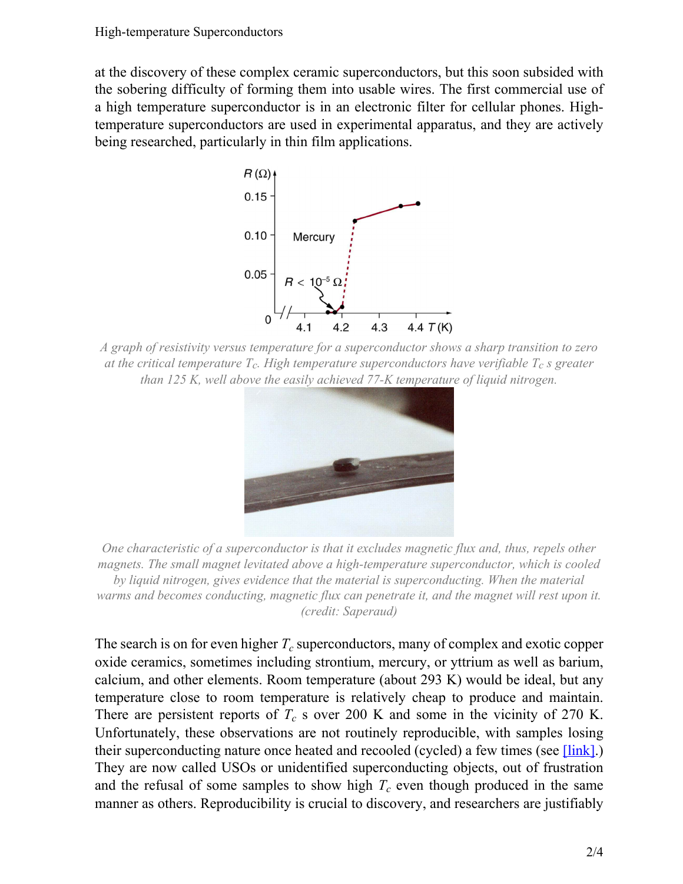at the discovery of these complex ceramic superconductors, but this soon subsided with the sobering difficulty of forming them into usable wires. The first commercial use of a high temperature superconductor is in an electronic filter for cellular phones. High-temperature superconductors are used in experimental apparatus, and they are actively being researched, particularly in thin film applications.

R (Ω)
0.15
0.10
0.05
0
Mercury
R < 10⁻⁵ Ω
4.1
4.2
4.3
4.4 T (K)

*A graph of resistivity versus temperature for a superconductor shows a sharp transition to zero at the critical temperature $T_c$. High temperature superconductors have verifiable $T_c$ s greater than 125 K, well above the easily achieved 77-K temperature of liquid nitrogen.*

*One characteristic of a superconductor is that it excludes magnetic flux and, thus, repels other magnets. The small magnet levitated above a high-temperature superconductor, which is cooled by liquid nitrogen, gives evidence that the material is superconducting. When the material warms and becomes conducting, magnetic flux can penetrate it, and the magnet will rest upon it. (credit: Saperaud)*

The search is on for even higher $T_c$ superconductors, many of complex and exotic copper oxide ceramics, sometimes including strontium, mercury, or yttrium as well as barium, calcium, and other elements. Room temperature (about 293 K) would be ideal, but any temperature close to room temperature is relatively cheap to produce and maintain. There are persistent reports of $T_c$ s over 200 K and some in the vicinity of 270 K. Unfortunately, these observations are not routinely reproducible, with samples losing their superconducting nature once heated and recooled (cycled) a few times (see [link].) They are now called USOs or unidentified superconducting objects, out of frustration and the refusal of some samples to show high $T_c$ even though produced in the same manner as others. Reproducibility is crucial to discovery, and researchers are justifiably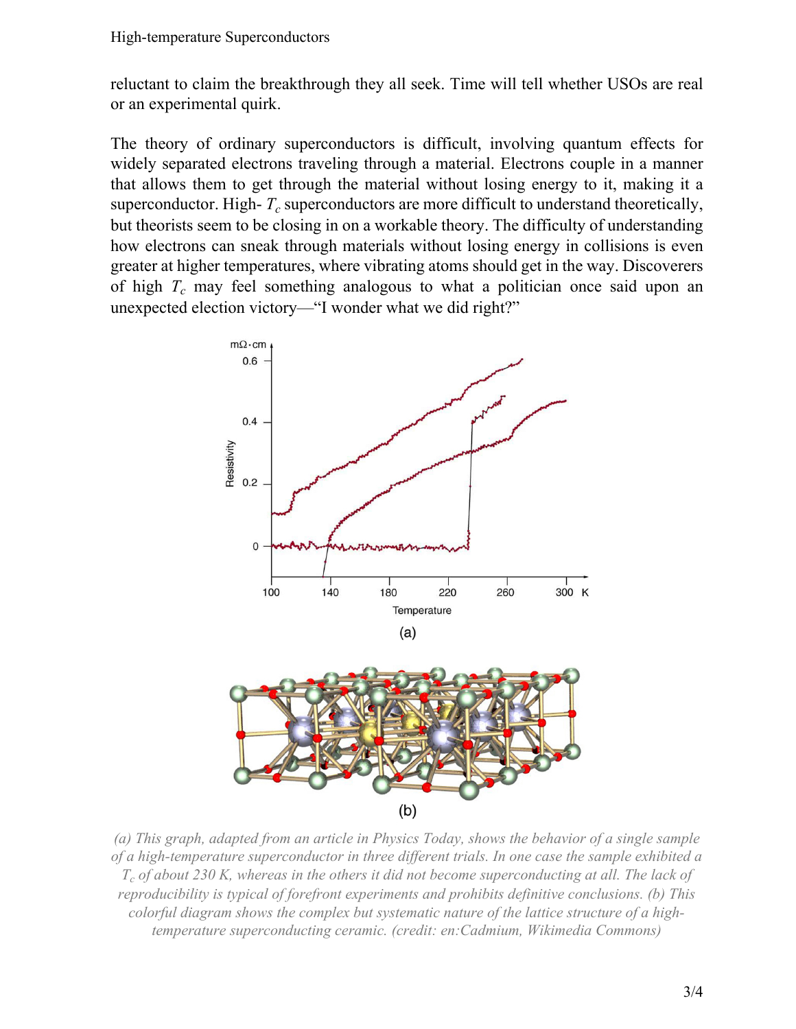reluctant to claim the breakthrough they all seek. Time will tell whether USOs are real or an experimental quirk.

The theory of ordinary superconductors is difficult, involving quantum effects for widely separated electrons traveling through a material. Electrons couple in a manner that allows them to get through the material without losing energy to it, making it a superconductor. High- $T_c$ superconductors are more difficult to understand theoretically, but theorists seem to be closing in on a workable theory. The difficulty of understanding how electrons can sneak through materials without losing energy in collisions is even greater at higher temperatures, where vibrating atoms should get in the way. Discoverers of high $T_c$ may feel something analogous to what a politician once said upon an unexpected election victory—"I wonder what we did right?"

mΩ·cm
0.6
0.4
0.2
0
Resistivity
100
140
180
220
260
300 K
Temperature
(a)

(b)

*(a) This graph, adapted from an article in Physics Today, shows the behavior of a single sample of a high-temperature superconductor in three different trials. In one case the sample exhibited a $T_c$ of about 230 K, whereas in the others it did not become superconducting at all. The lack of reproducibility is typical of forefront experiments and prohibits definitive conclusions. (b) This colorful diagram shows the complex but systematic nature of the lattice structure of a high-temperature superconducting ceramic. (credit: en:Cadmium, Wikimedia Commons)*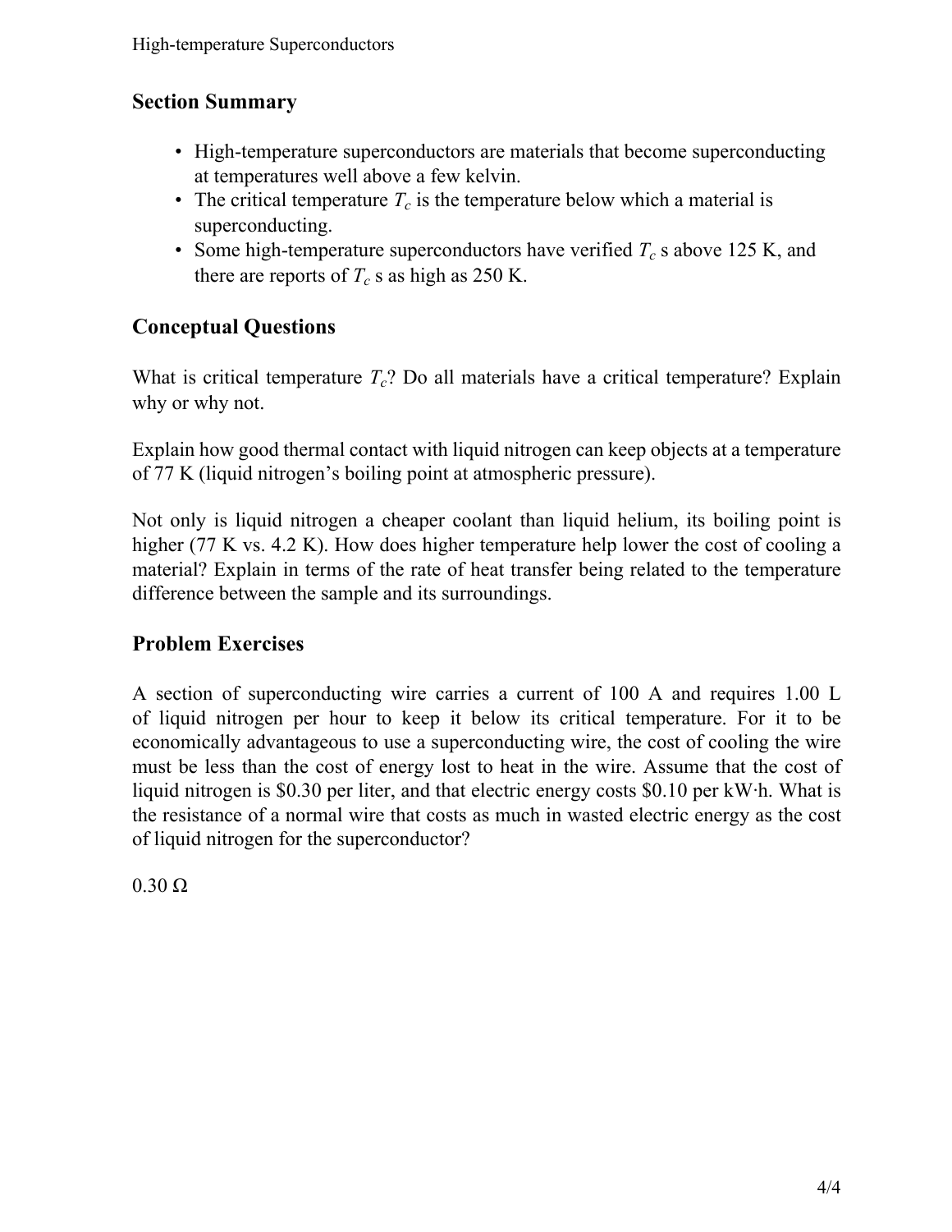## Section Summary

- High-temperature superconductors are materials that become superconducting at temperatures well above a few kelvin.
- The critical temperature $T_c$ is the temperature below which a material is superconducting.
- Some high-temperature superconductors have verified $T_c$ s above 125 K, and there are reports of $T_c$ s as high as 250 K.

## Conceptual Questions

What is critical temperature $T_c$? Do all materials have a critical temperature? Explain why or why not.

Explain how good thermal contact with liquid nitrogen can keep objects at a temperature of 77 K (liquid nitrogen's boiling point at atmospheric pressure).

Not only is liquid nitrogen a cheaper coolant than liquid helium, its boiling point is higher (77 K vs. 4.2 K). How does higher temperature help lower the cost of cooling a material? Explain in terms of the rate of heat transfer being related to the temperature difference between the sample and its surroundings.

## Problem Exercises

A section of superconducting wire carries a current of 100 A and requires 1.00 L of liquid nitrogen per hour to keep it below its critical temperature. For it to be economically advantageous to use a superconducting wire, the cost of cooling the wire must be less than the cost of energy lost to heat in the wire. Assume that the cost of liquid nitrogen is $0.30 per liter, and that electric energy costs $0.10 per kW·h. What is the resistance of a normal wire that costs as much in wasted electric energy as the cost of liquid nitrogen for the superconductor?

$0.30\ \Omega$